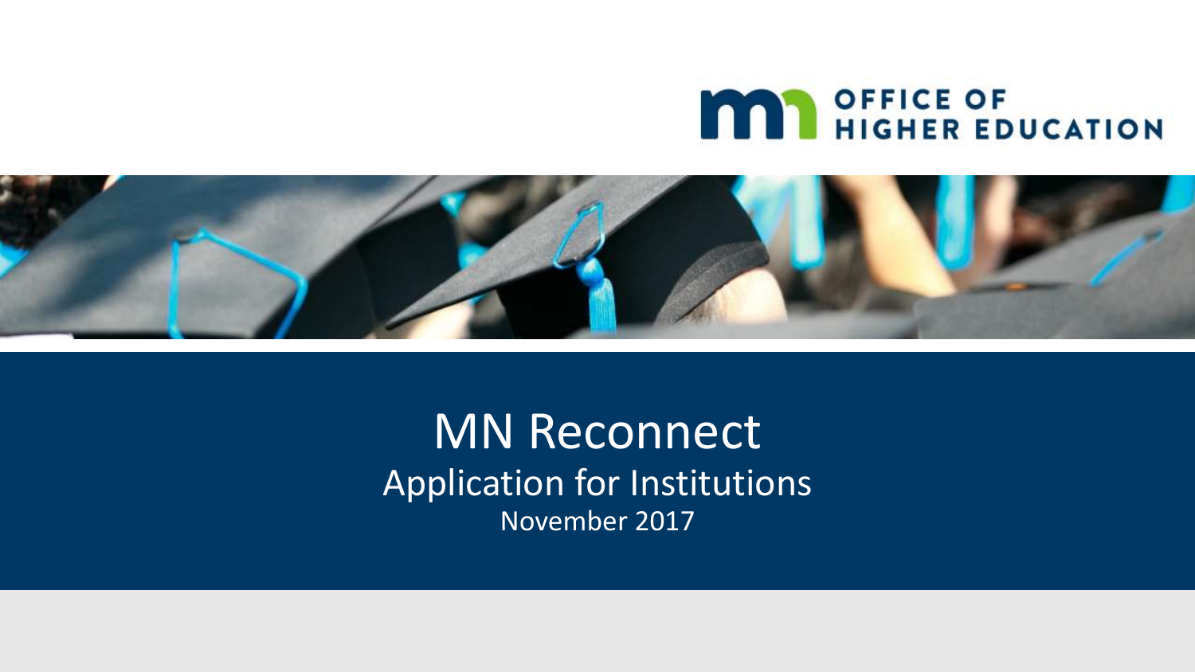OFFICE OF HIGHER EDUCATION

# MN Reconnect

## Application for Institutions

November 2017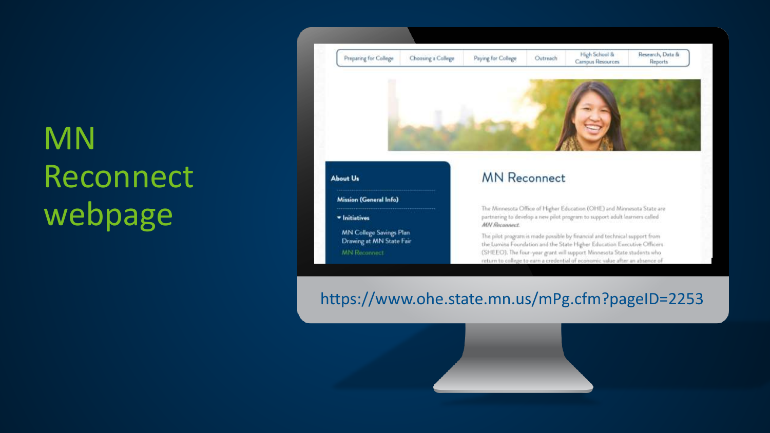# MN Reconnect webpage

Preparing for College | Choosing a College | Paying for College | Outreach | High School & Campus Resources | Research, Data & Reports

About Us

Mission (General Info)

Initiatives

MN College Savings Plan Drawing at MN State Fair

MN Reconnect

## MN Reconnect

The Minnesota Office of Higher Education (OHE) and Minnesota State are partnering to develop a new pilot program to support adult learners called *MN Reconnect*.

The pilot program is made possible by financial and technical support from the Lumina Foundation and the State Higher Education Executive Officers (SHEEO). The four-year grant will support Minnesota State students who return to college to earn a credential of economic value after an absence of

https://www.ohe.state.mn.us/mPg.cfm?pageID=2253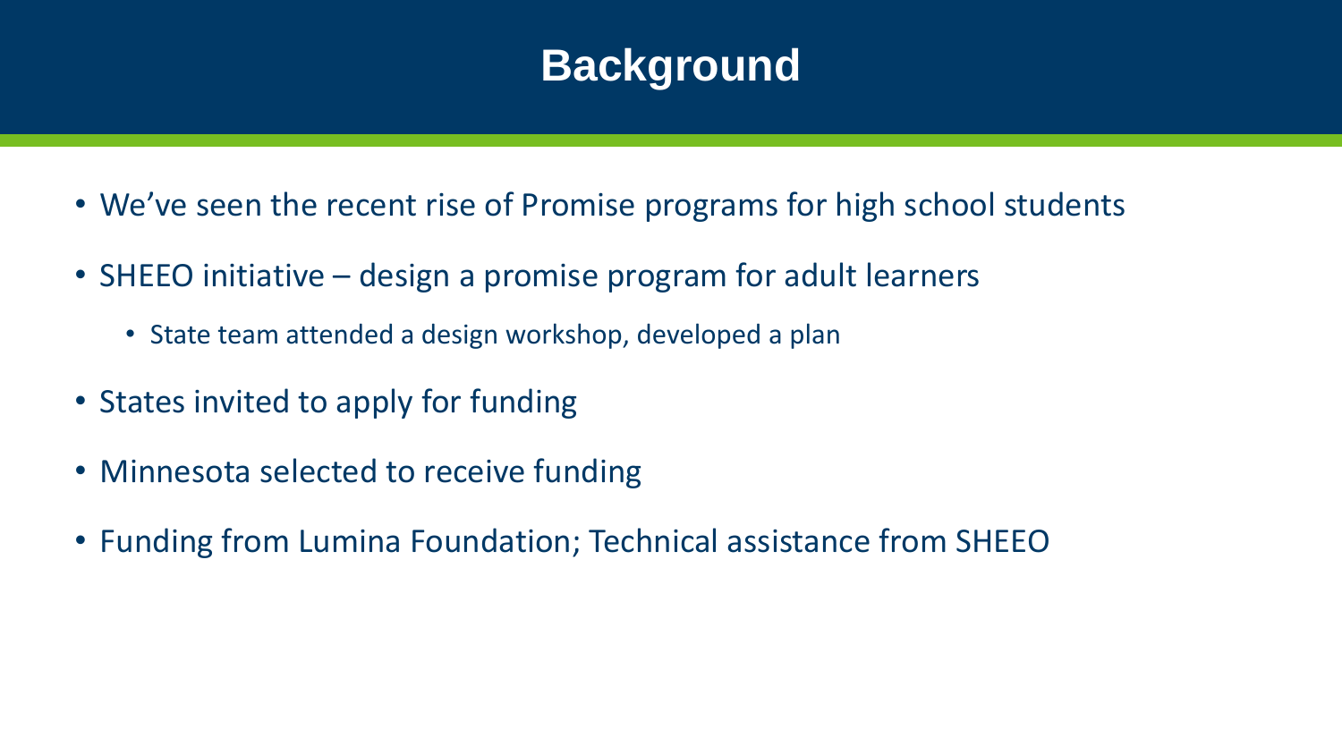# Background

- We’ve seen the recent rise of Promise programs for high school students
- SHEEO initiative – design a promise program for adult learners
  - State team attended a design workshop, developed a plan
- States invited to apply for funding
- Minnesota selected to receive funding
- Funding from Lumina Foundation; Technical assistance from SHEEO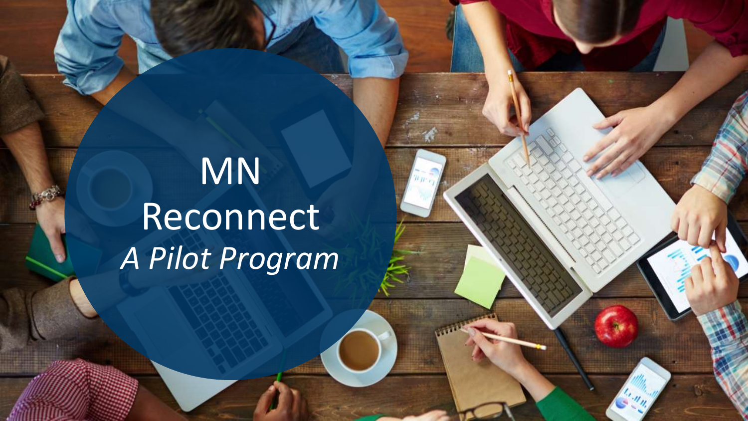# MN Reconnect

*A Pilot Program*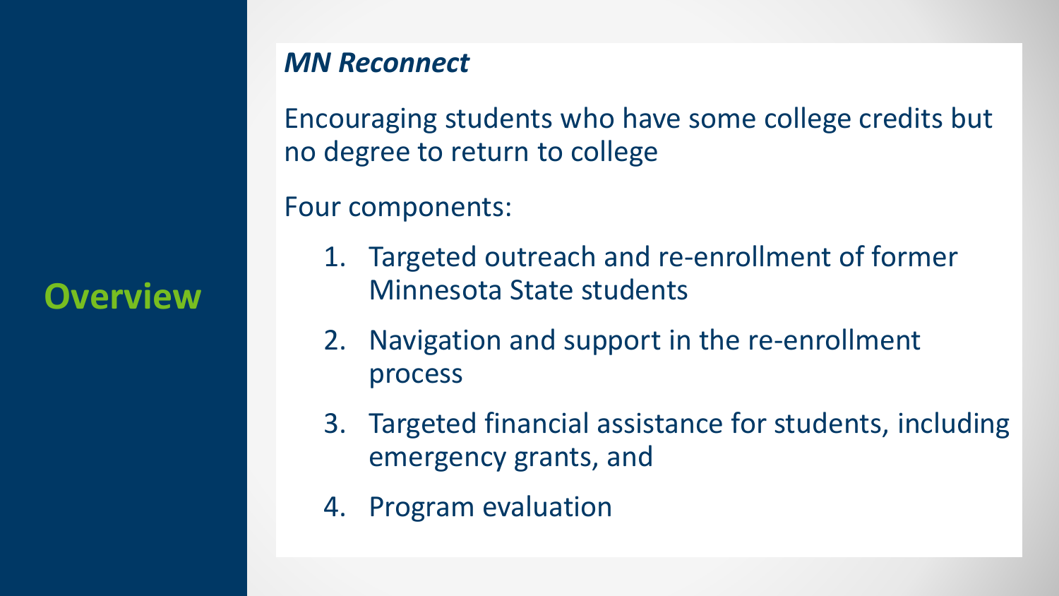# Overview

***MN Reconnect***

Encouraging students who have some college credits but no degree to return to college

Four components:

1. Targeted outreach and re-enrollment of former Minnesota State students
2. Navigation and support in the re-enrollment process
3. Targeted financial assistance for students, including emergency grants, and
4. Program evaluation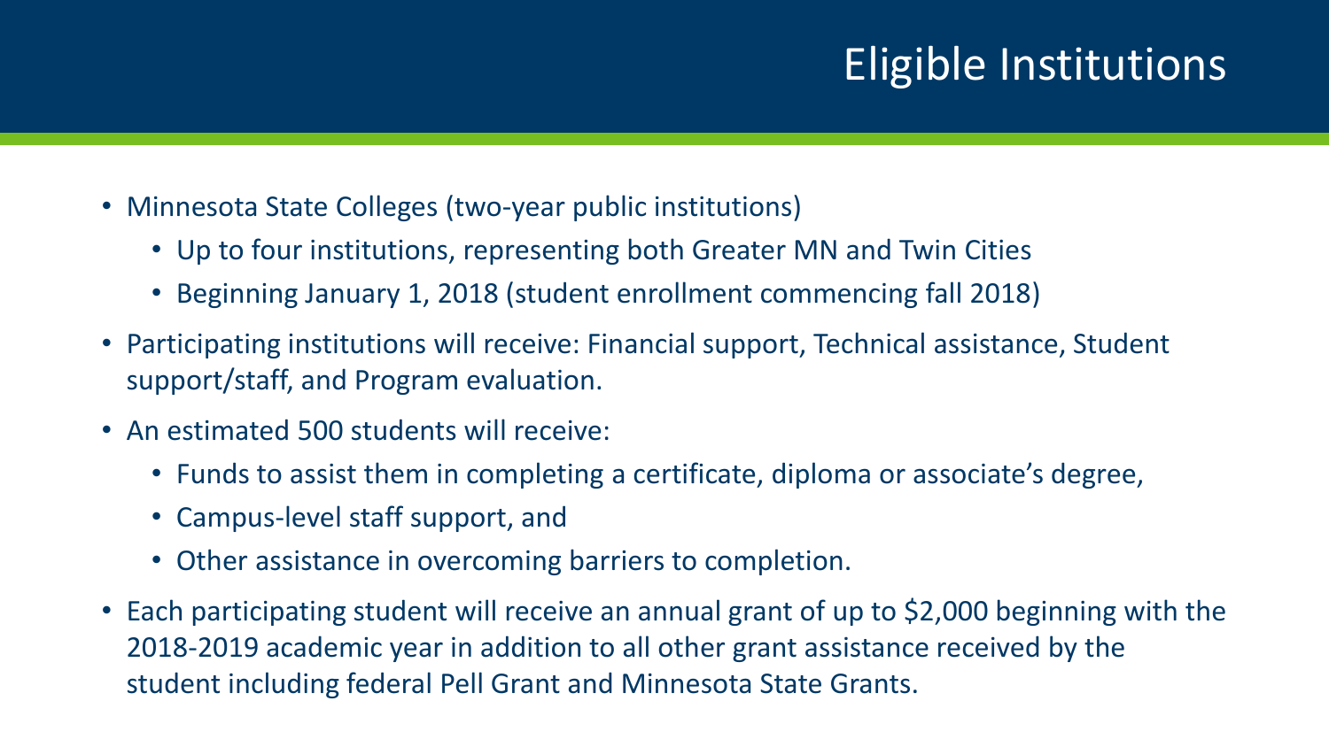# Eligible Institutions

- Minnesota State Colleges (two-year public institutions)
  - Up to four institutions, representing both Greater MN and Twin Cities
  - Beginning January 1, 2018 (student enrollment commencing fall 2018)
- Participating institutions will receive: Financial support, Technical assistance, Student support/staff, and Program evaluation.
- An estimated 500 students will receive:
  - Funds to assist them in completing a certificate, diploma or associate's degree,
  - Campus-level staff support, and
  - Other assistance in overcoming barriers to completion.
- Each participating student will receive an annual grant of up to $2,000 beginning with the 2018-2019 academic year in addition to all other grant assistance received by the student including federal Pell Grant and Minnesota State Grants.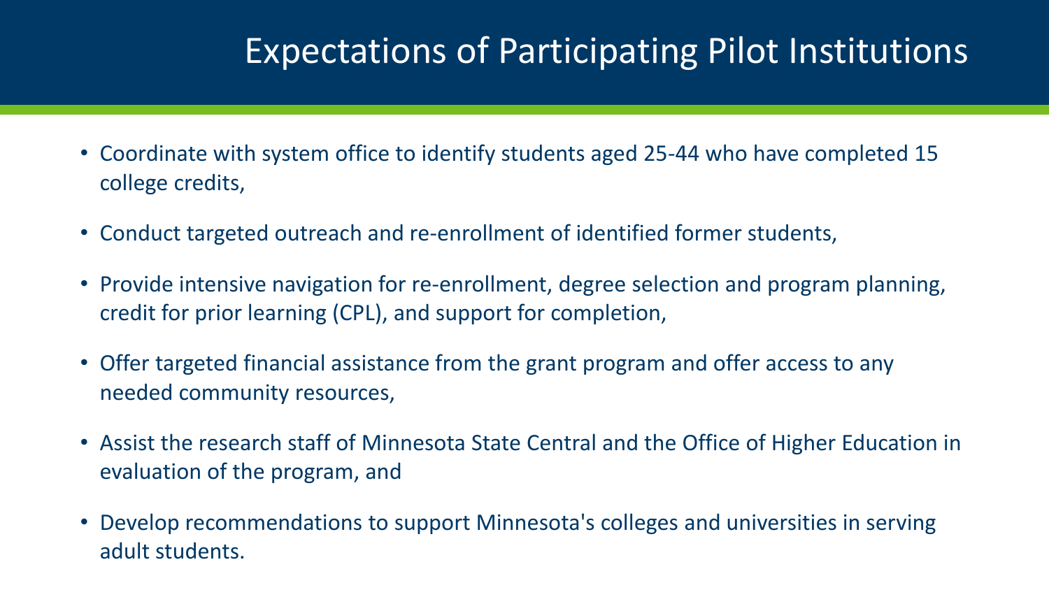# Expectations of Participating Pilot Institutions

- Coordinate with system office to identify students aged 25-44 who have completed 15 college credits,
- Conduct targeted outreach and re-enrollment of identified former students,
- Provide intensive navigation for re-enrollment, degree selection and program planning, credit for prior learning (CPL), and support for completion,
- Offer targeted financial assistance from the grant program and offer access to any needed community resources,
- Assist the research staff of Minnesota State Central and the Office of Higher Education in evaluation of the program, and
- Develop recommendations to support Minnesota's colleges and universities in serving adult students.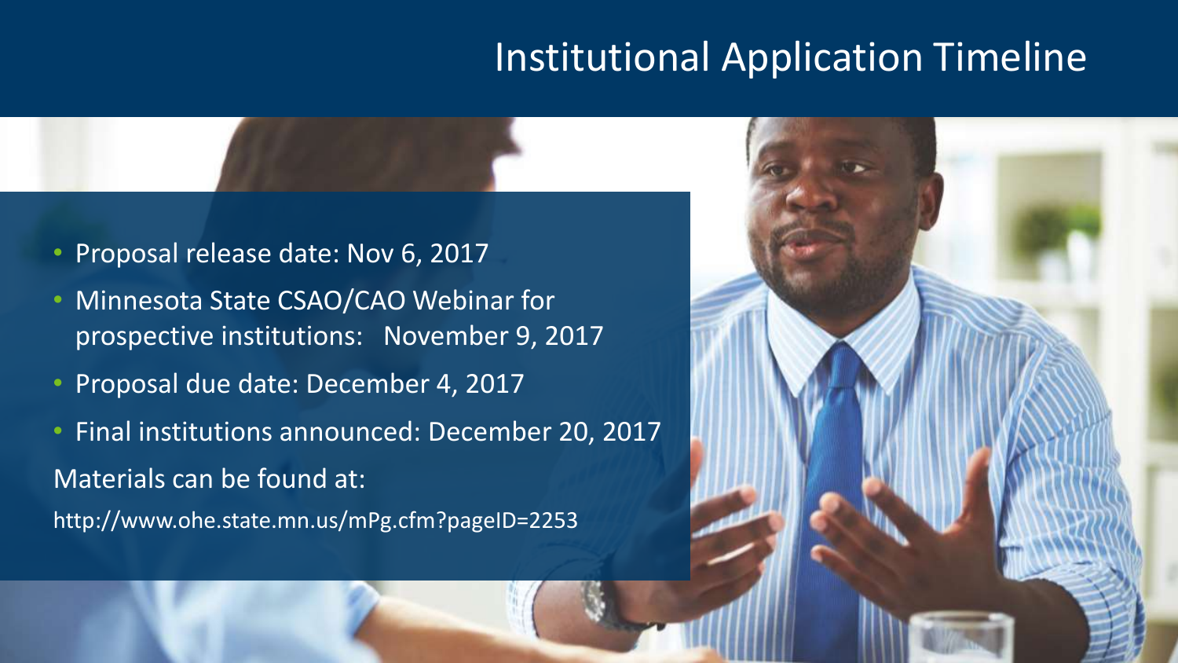# Institutional Application Timeline

- Proposal release date: Nov 6, 2017
- Minnesota State CSAO/CAO Webinar for prospective institutions: November 9, 2017
- Proposal due date: December 4, 2017
- Final institutions announced: December 20, 2017

Materials can be found at:

http://www.ohe.state.mn.us/mPg.cfm?pageID=2253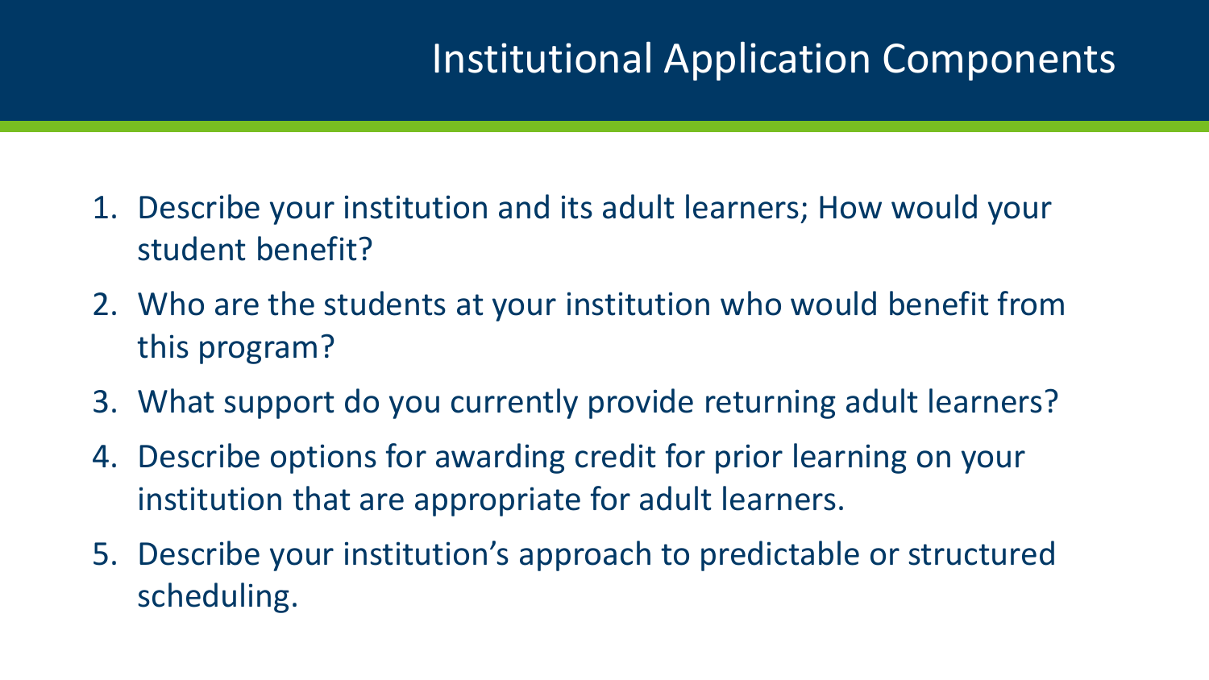# Institutional Application Components

1. Describe your institution and its adult learners; How would your student benefit?
2. Who are the students at your institution who would benefit from this program?
3. What support do you currently provide returning adult learners?
4. Describe options for awarding credit for prior learning on your institution that are appropriate for adult learners.
5. Describe your institution’s approach to predictable or structured scheduling.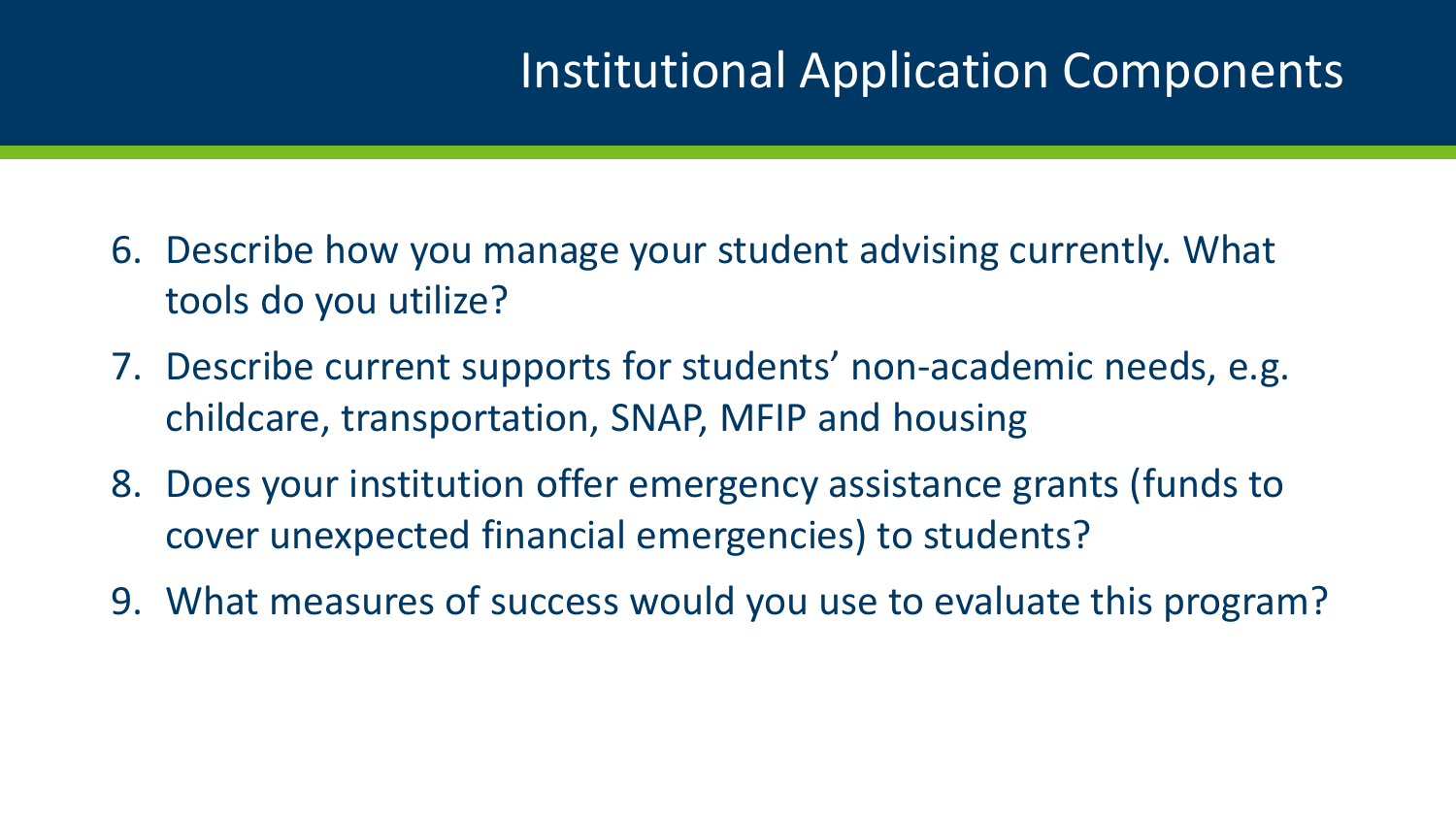# Institutional Application Components

6. Describe how you manage your student advising currently. What tools do you utilize?
7. Describe current supports for students' non-academic needs, e.g. childcare, transportation, SNAP, MFIP and housing
8. Does your institution offer emergency assistance grants (funds to cover unexpected financial emergencies) to students?
9. What measures of success would you use to evaluate this program?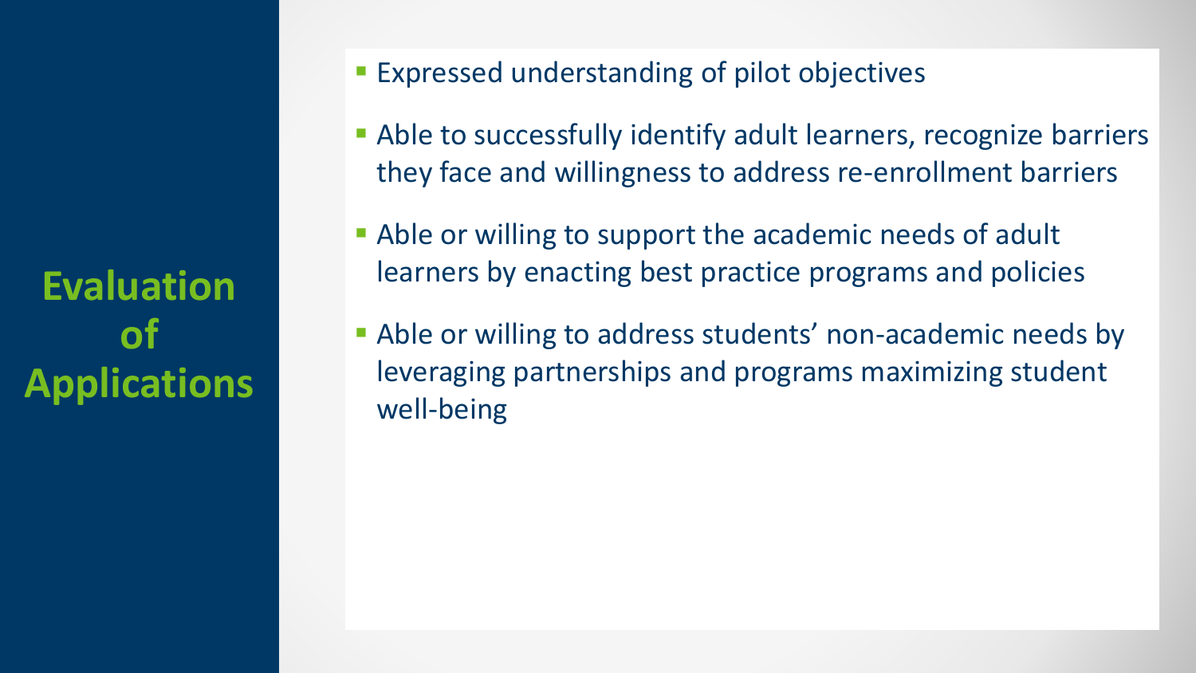# Evaluation of Applications

- Expressed understanding of pilot objectives
- Able to successfully identify adult learners, recognize barriers they face and willingness to address re-enrollment barriers
- Able or willing to support the academic needs of adult learners by enacting best practice programs and policies
- Able or willing to address students' non-academic needs by leveraging partnerships and programs maximizing student well-being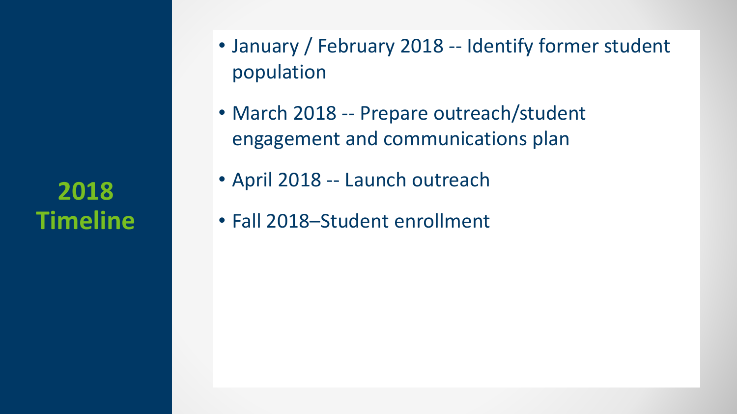# 2018 Timeline

- January / February 2018 -- Identify former student population
- March 2018 -- Prepare outreach/student engagement and communications plan
- April 2018 -- Launch outreach
- Fall 2018–Student enrollment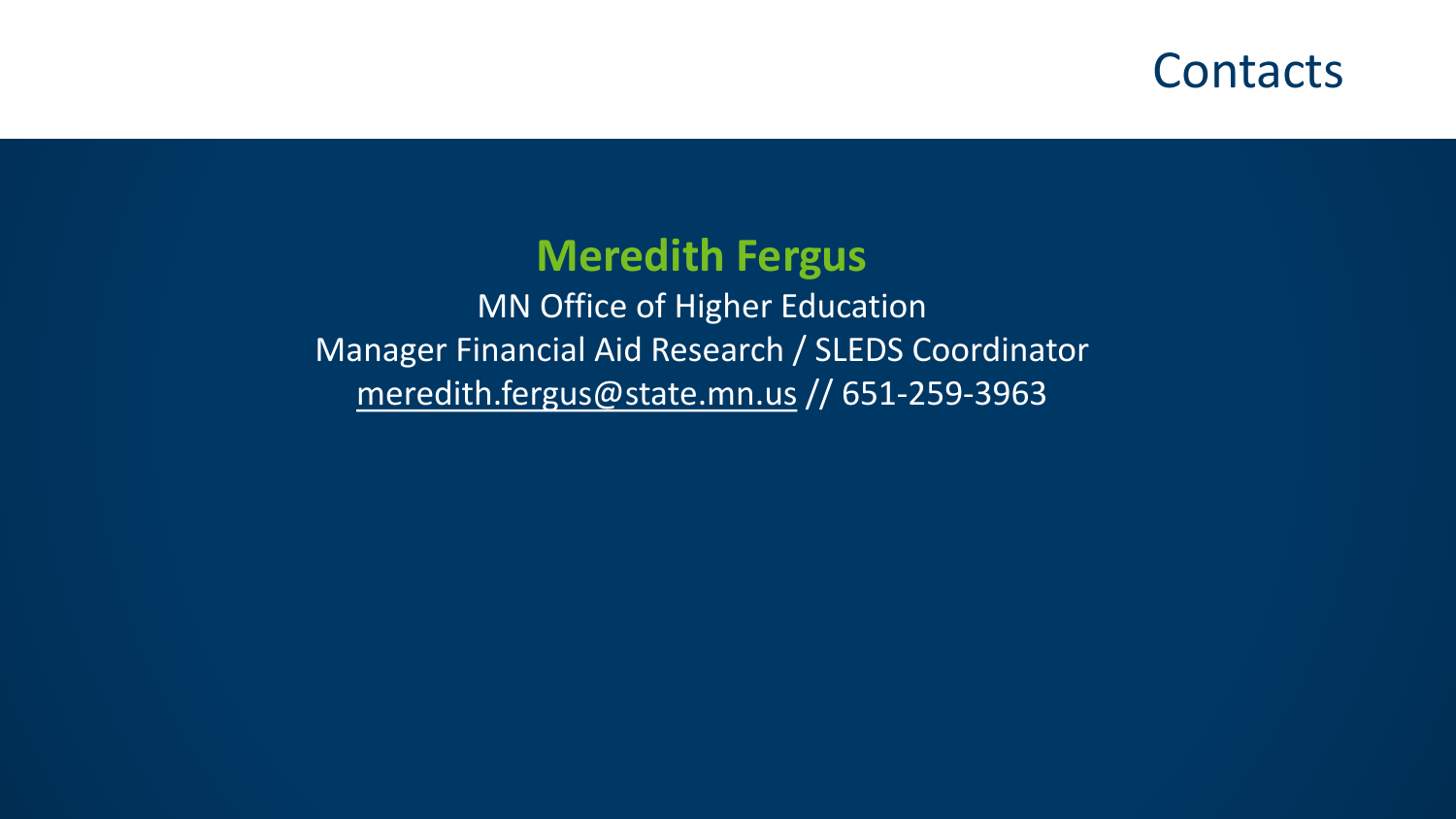# Contacts

**Meredith Fergus**

MN Office of Higher Education

Manager Financial Aid Research / SLEDS Coordinator

meredith.fergus@state.mn.us // 651-259-3963